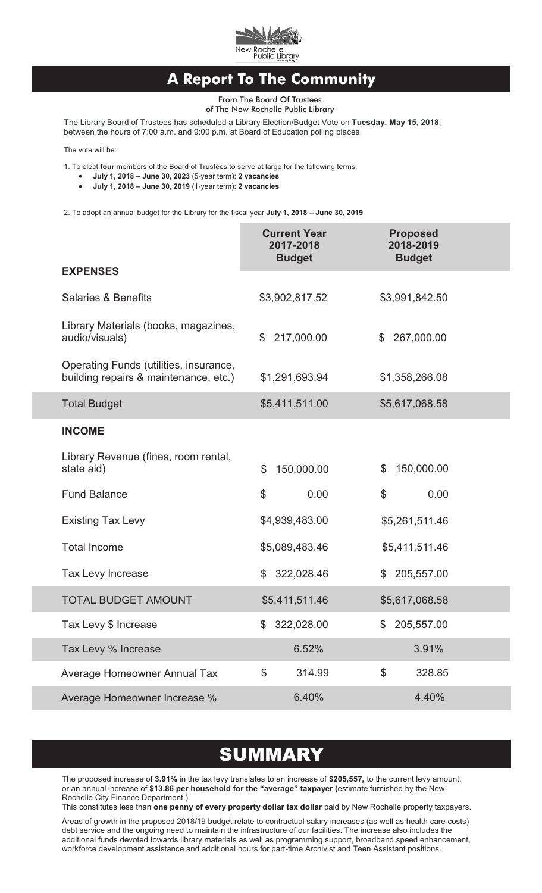# A Report To The Community

From The Board Of Trustees
of The New Rochelle Public Library

The Library Board of Trustees has scheduled a Library Election/Budget Vote on **Tuesday, May 15, 2018**, between the hours of 7:00 a.m. and 9:00 p.m. at Board of Education polling places.

The vote will be:

1. To elect **four** members of the Board of Trustees to serve at large for the following terms:
   - **July 1, 2018 – June 30, 2023** (5-year term): **2 vacancies**
   - **July 1, 2018 – June 30, 2019** (1-year term): **2 vacancies**

2. To adopt an annual budget for the Library for the fiscal year **July 1, 2018 – June 30, 2019**

| | Current Year 2017-2018 Budget | Proposed 2018-2019 Budget |
|---|---|---|
| **EXPENSES** | | |
| Salaries & Benefits | $3,902,817.52 | $3,991,842.50 |
| Library Materials (books, magazines, audio/visuals) | $ 217,000.00 | $ 267,000.00 |
| Operating Funds (utilities, insurance, building repairs & maintenance, etc.) | $1,291,693.94 | $1,358,266.08 |
| Total Budget | $5,411,511.00 | $5,617,068.58 |
| **INCOME** | | |
| Library Revenue (fines, room rental, state aid) | $ 150,000.00 | $ 150,000.00 |
| Fund Balance | $ 0.00 | $ 0.00 |
| Existing Tax Levy | $4,939,483.00 | $5,261,511.46 |
| Total Income | $5,089,483.46 | $5,411,511.46 |
| Tax Levy Increase | $ 322,028.46 | $ 205,557.00 |
| TOTAL BUDGET AMOUNT | $5,411,511.46 | $5,617,068.58 |
| Tax Levy $ Increase | $ 322,028.00 | $ 205,557.00 |
| Tax Levy % Increase | 6.52% | 3.91% |
| Average Homeowner Annual Tax | $ 314.99 | $ 328.85 |
| Average Homeowner Increase % | 6.40% | 4.40% |

# SUMMARY

The proposed increase of **3.91%** in the tax levy translates to an increase of **$205,557,** to the current levy amount, or an annual increase of **$13.86 per household for the "average" taxpayer (**estimate furnished by the New Rochelle City Finance Department.)
This constitutes less than **one penny of every property dollar tax dollar** paid by New Rochelle property taxpayers.

Areas of growth in the proposed 2018/19 budget relate to contractual salary increases (as well as health care costs) debt service and the ongoing need to maintain the infrastructure of our facilities. The increase also includes the additional funds devoted towards library materials as well as programming support, broadband speed enhancement, workforce development assistance and additional hours for part-time Archivist and Teen Assistant positions.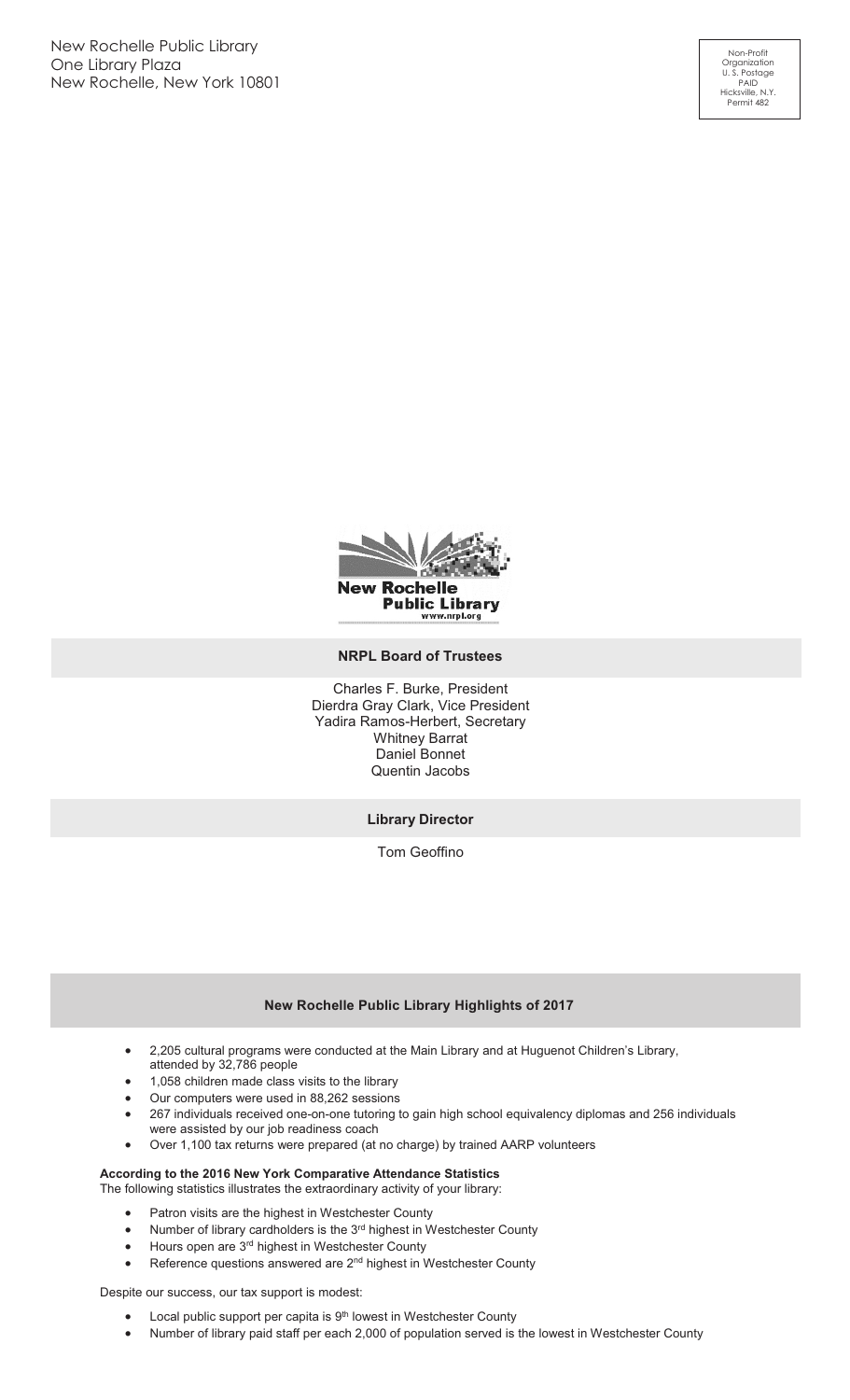New Rochelle Public Library
One Library Plaza
New Rochelle, New York 10801

Non-Profit
Organization
U. S. Postage
PAID
Hicksville, N.Y.
Permit 482

New Rochelle
Public Library
www.nrpl.org

## NRPL Board of Trustees

Charles F. Burke, President
Dierdra Gray Clark, Vice President
Yadira Ramos-Herbert, Secretary
Whitney Barrat
Daniel Bonnet
Quentin Jacobs

## Library Director

Tom Geoffino

## New Rochelle Public Library Highlights of 2017

- 2,205 cultural programs were conducted at the Main Library and at Huguenot Children's Library, attended by 32,786 people
- 1,058 children made class visits to the library
- Our computers were used in 88,262 sessions
- 267 individuals received one-on-one tutoring to gain high school equivalency diplomas and 256 individuals were assisted by our job readiness coach
- Over 1,100 tax returns were prepared (at no charge) by trained AARP volunteers

**According to the 2016 New York Comparative Attendance Statistics**
The following statistics illustrates the extraordinary activity of your library:

- Patron visits are the highest in Westchester County
- Number of library cardholders is the 3rd highest in Westchester County
- Hours open are 3rd highest in Westchester County
- Reference questions answered are 2nd highest in Westchester County

Despite our success, our tax support is modest:

- Local public support per capita is 9th lowest in Westchester County
- Number of library paid staff per each 2,000 of population served is the lowest in Westchester County